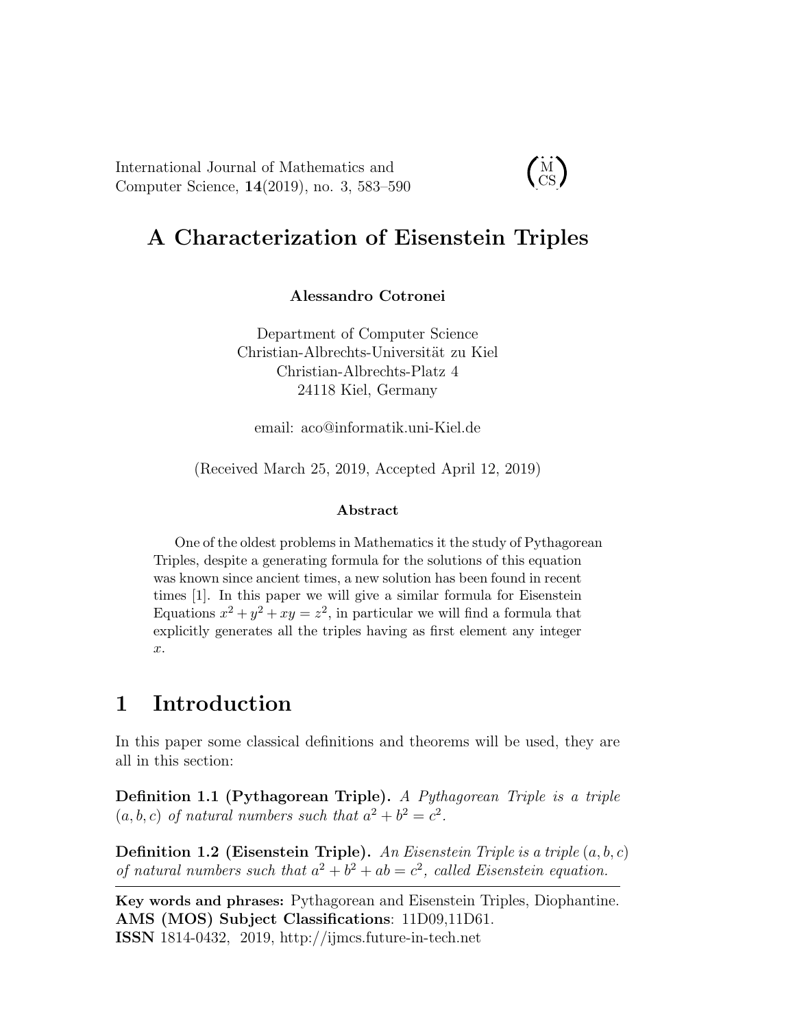# A Characterization of Eisenstein Triples

**Alessandro Cotronei**

Department of Computer Science
Christian-Albrechts-Universität zu Kiel
Christian-Albrechts-Platz 4
24118 Kiel, Germany

email: aco@informatik.uni-Kiel.de

(Received March 25, 2019, Accepted April 12, 2019)

**Abstract**

One of the oldest problems in Mathematics it the study of Pythagorean Triples, despite a generating formula for the solutions of this equation was known since ancient times, a new solution has been found in recent times [1]. In this paper we will give a similar formula for Eisenstein Equations $x^2 + y^2 + xy = z^2$, in particular we will find a formula that explicitly generates all the triples having as first element any integer $x$.

## 1 Introduction

In this paper some classical definitions and theorems will be used, they are all in this section:

**Definition 1.1 (Pythagorean Triple).** *A Pythagorean Triple is a triple $(a, b, c)$ of natural numbers such that $a^2 + b^2 = c^2$.*

**Definition 1.2 (Eisenstein Triple).** *An Eisenstein Triple is a triple $(a, b, c)$ of natural numbers such that $a^2 + b^2 + ab = c^2$, called Eisenstein equation.*

---

**Key words and phrases:** Pythagorean and Eisenstein Triples, Diophantine.
**AMS (MOS) Subject Classifications**: 11D09,11D61.
**ISSN** 1814-0432, 2019, http://ijmcs.future-in-tech.net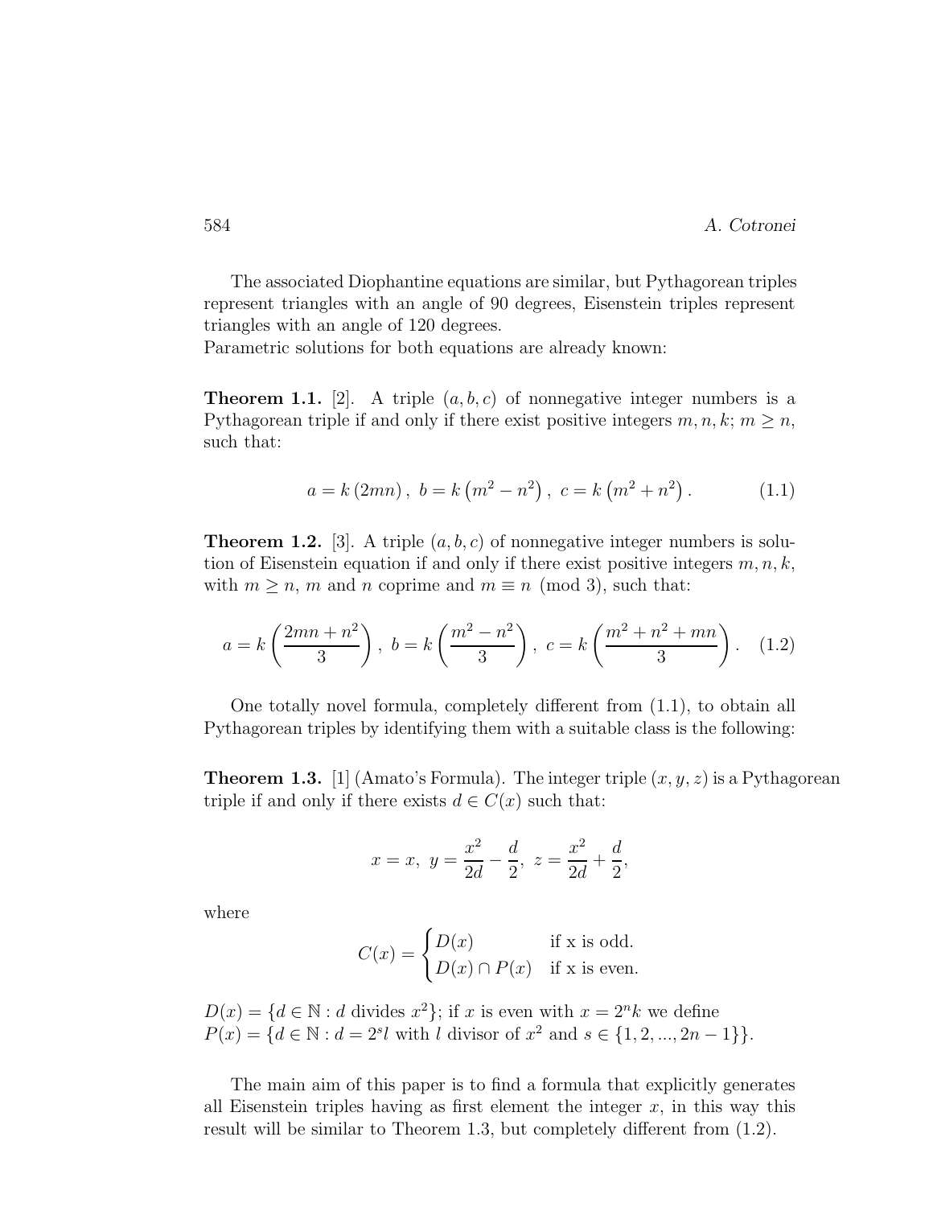The associated Diophantine equations are similar, but Pythagorean triples represent triangles with an angle of 90 degrees, Eisenstein triples represent triangles with an angle of 120 degrees.
Parametric solutions for both equations are already known:

**Theorem 1.1.** [2]. A triple $(a, b, c)$ of nonnegative integer numbers is a Pythagorean triple if and only if there exist positive integers $m, n, k$; $m \geq n$, such that:

$$a = k\,(2mn)\,,\ b = k\left(m^2 - n^2\right),\ c = k\left(m^2 + n^2\right). \tag{1.1}$$

**Theorem 1.2.** [3]. A triple $(a, b, c)$ of nonnegative integer numbers is solution of Eisenstein equation if and only if there exist positive integers $m, n, k$, with $m \geq n$, $m$ and $n$ coprime and $m \equiv n \pmod 3$, such that:

$$a = k\left(\frac{2mn + n^2}{3}\right),\ b = k\left(\frac{m^2 - n^2}{3}\right),\ c = k\left(\frac{m^2 + n^2 + mn}{3}\right). \tag{1.2}$$

One totally novel formula, completely different from (1.1), to obtain all Pythagorean triples by identifying them with a suitable class is the following:

**Theorem 1.3.** [1] (Amato's Formula). The integer triple $(x, y, z)$ is a Pythagorean triple if and only if there exists $d \in C(x)$ such that:

$$x = x,\ y = \frac{x^2}{2d} - \frac{d}{2},\ z = \frac{x^2}{2d} + \frac{d}{2},$$

where

$$C(x) = \begin{cases} D(x) & \text{if x is odd.} \\ D(x) \cap P(x) & \text{if x is even.} \end{cases}$$

$D(x) = \{d \in \mathbb{N} : d \text{ divides } x^2\}$; if $x$ is even with $x = 2^n k$ we define
$P(x) = \{d \in \mathbb{N} : d = 2^s l \text{ with } l \text{ divisor of } x^2 \text{ and } s \in \{1, 2, ..., 2n-1\}\}$.

The main aim of this paper is to find a formula that explicitly generates all Eisenstein triples having as first element the integer $x$, in this way this result will be similar to Theorem 1.3, but completely different from (1.2).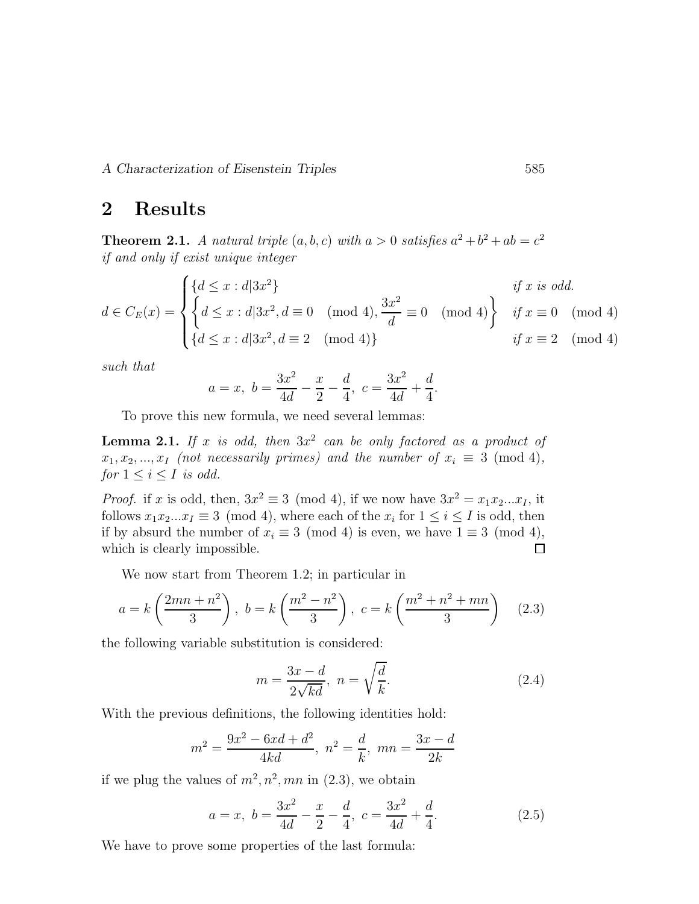## 2 Results

**Theorem 2.1.** *A natural triple $(a, b, c)$ with $a > 0$ satisfies $a^2 + b^2 + ab = c^2$ if and only if exist unique integer*

$$
d \in C_E(x) = \begin{cases} \{d \leq x : d | 3x^2\} & \text{if } x \text{ is odd.} \\ \left\{ d \leq x : d | 3x^2, d \equiv 0 \pmod 4, \dfrac{3x^2}{d} \equiv 0 \pmod 4 \right\} & \text{if } x \equiv 0 \pmod 4 \\ \{d \leq x : d | 3x^2, d \equiv 2 \pmod 4\} & \text{if } x \equiv 2 \pmod 4 \end{cases}
$$

*such that*

$$
a = x, \ b = \frac{3x^2}{4d} - \frac{x}{2} - \frac{d}{4}, \ c = \frac{3x^2}{4d} + \frac{d}{4}.
$$

To prove this new formula, we need several lemmas:

**Lemma 2.1.** *If $x$ is odd, then $3x^2$ can be only factored as a product of $x_1, x_2, ..., x_I$ (not necessarily primes) and the number of $x_i \equiv 3 \pmod 4$, for $1 \leq i \leq I$ is odd.*

*Proof.* if $x$ is odd, then, $3x^2 \equiv 3 \pmod 4$, if we now have $3x^2 = x_1 x_2 ... x_I$, it follows $x_1 x_2 ... x_I \equiv 3 \pmod 4$, where each of the $x_i$ for $1 \leq i \leq I$ is odd, then if by absurd the number of $x_i \equiv 3 \pmod 4$ is even, we have $1 \equiv 3 \pmod 4$, which is clearly impossible. □

We now start from Theorem 1.2; in particular in

$$
a = k \left( \frac{2mn + n^2}{3} \right), \ b = k \left( \frac{m^2 - n^2}{3} \right), \ c = k \left( \frac{m^2 + n^2 + mn}{3} \right) \tag{2.3}
$$

the following variable substitution is considered:

$$
m = \frac{3x - d}{2\sqrt{kd}}, \ n = \sqrt{\frac{d}{k}}. \tag{2.4}
$$

With the previous definitions, the following identities hold:

$$
m^2 = \frac{9x^2 - 6xd + d^2}{4kd}, \ n^2 = \frac{d}{k}, \ mn = \frac{3x - d}{2k}
$$

if we plug the values of $m^2, n^2, mn$ in (2.3), we obtain

$$
a = x, \ b = \frac{3x^2}{4d} - \frac{x}{2} - \frac{d}{4}, \ c = \frac{3x^2}{4d} + \frac{d}{4}. \tag{2.5}
$$

We have to prove some properties of the last formula: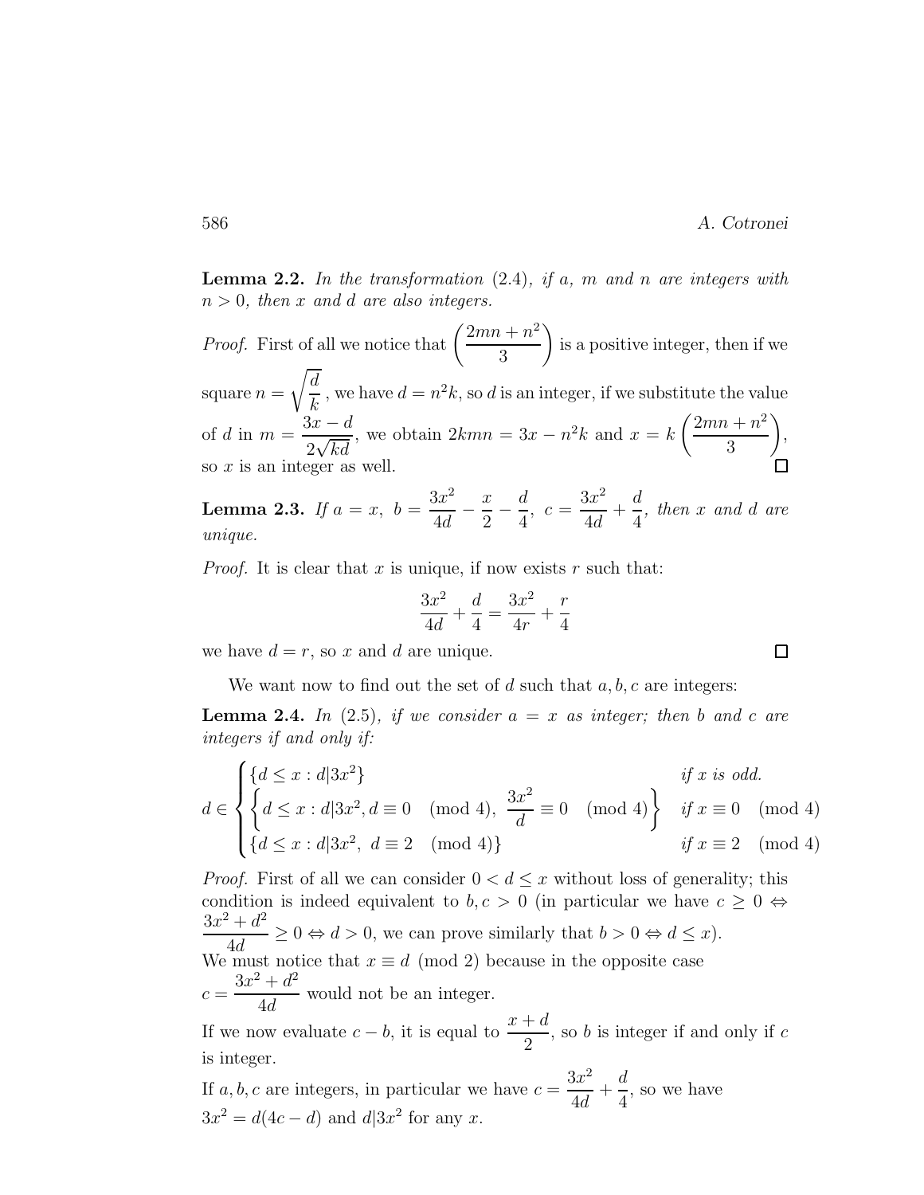**Lemma 2.2.** *In the transformation (2.4), if a, m and n are integers with $n > 0$, then x and d are also integers.*

*Proof.* First of all we notice that $\left(\dfrac{2mn+n^2}{3}\right)$ is a positive integer, then if we square $n = \sqrt{\dfrac{d}{k}}$ , we have $d = n^2k$, so $d$ is an integer, if we substitute the value of $d$ in $m = \dfrac{3x-d}{2\sqrt{kd}}$, we obtain $2kmn = 3x - n^2k$ and $x = k\left(\dfrac{2mn+n^2}{3}\right)$, so $x$ is an integer as well. □

**Lemma 2.3.** *If $a = x$, $b = \dfrac{3x^2}{4d} - \dfrac{x}{2} - \dfrac{d}{4}$, $c = \dfrac{3x^2}{4d} + \dfrac{d}{4}$, then x and d are unique.*

*Proof.* It is clear that $x$ is unique, if now exists $r$ such that:

$$\frac{3x^2}{4d} + \frac{d}{4} = \frac{3x^2}{4r} + \frac{r}{4}$$

we have $d = r$, so $x$ and $d$ are unique. □

We want now to find out the set of $d$ such that $a, b, c$ are integers:

**Lemma 2.4.** *In (2.5), if we consider $a = x$ as integer; then b and c are integers if and only if:*

$$d \in \begin{cases} \{d \leq x : d | 3x^2\} & \text{if } x \text{ is odd.} \\ \left\{d \leq x : d | 3x^2, d \equiv 0 \pmod 4,\ \dfrac{3x^2}{d} \equiv 0 \pmod 4\right\} & \text{if } x \equiv 0 \pmod 4 \\ \{d \leq x : d | 3x^2,\ d \equiv 2 \pmod 4\} & \text{if } x \equiv 2 \pmod 4 \end{cases}$$

*Proof.* First of all we can consider $0 < d \leq x$ without loss of generality; this condition is indeed equivalent to $b, c > 0$ (in particular we have $c \geq 0 \Leftrightarrow \dfrac{3x^2+d^2}{4d} \geq 0 \Leftrightarrow d > 0$, we can prove similarly that $b > 0 \Leftrightarrow d \leq x$).
We must notice that $x \equiv d \pmod 2$ because in the opposite case $c = \dfrac{3x^2+d^2}{4d}$ would not be an integer.
If we now evaluate $c - b$, it is equal to $\dfrac{x+d}{2}$, so $b$ is integer if and only if $c$ is integer.
If $a, b, c$ are integers, in particular we have $c = \dfrac{3x^2}{4d} + \dfrac{d}{4}$, so we have $3x^2 = d(4c - d)$ and $d | 3x^2$ for any $x$.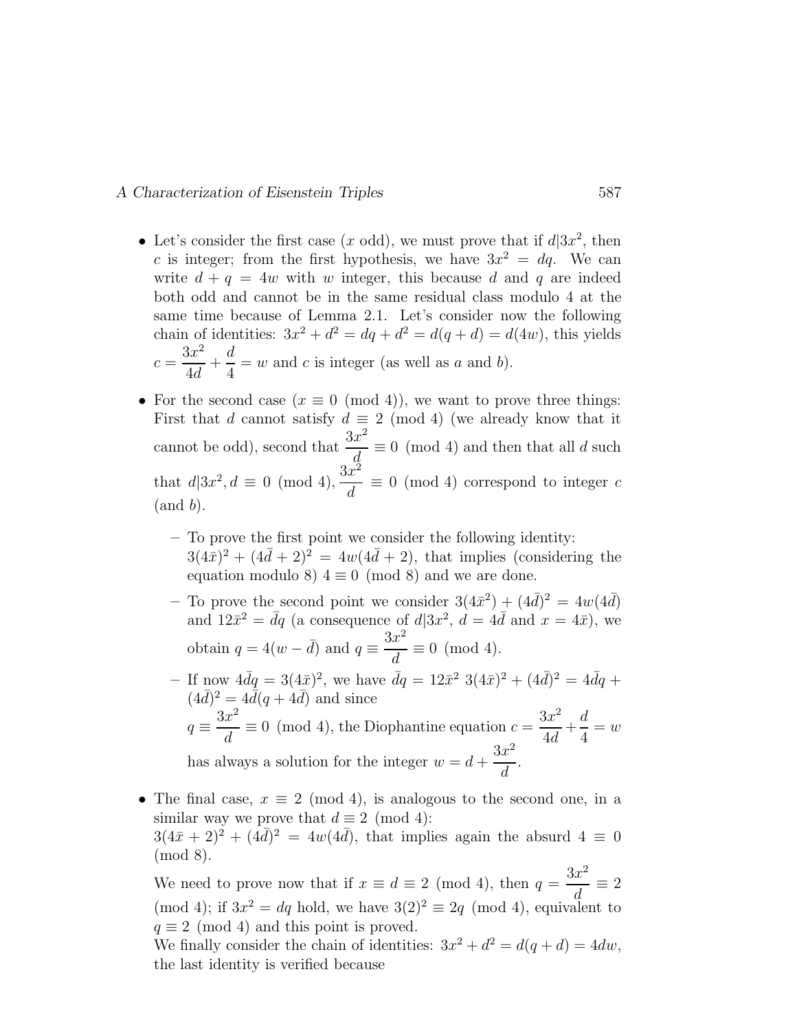- Let's consider the first case ($x$ odd), we must prove that if $d|3x^2$, then $c$ is integer; from the first hypothesis, we have $3x^2 = dq$. We can write $d + q = 4w$ with $w$ integer, this because $d$ and $q$ are indeed both odd and cannot be in the same residual class modulo 4 at the same time because of Lemma 2.1. Let's consider now the following chain of identities: $3x^2 + d^2 = dq + d^2 = d(q + d) = d(4w)$, this yields $c = \dfrac{3x^2}{4d} + \dfrac{d}{4} = w$ and $c$ is integer (as well as $a$ and $b$).

- For the second case ($x \equiv 0 \pmod 4$), we want to prove three things: First that $d$ cannot satisfy $d \equiv 2 \pmod 4$ (we already know that it cannot be odd), second that $\dfrac{3x^2}{d} \equiv 0 \pmod 4$ and then that all $d$ such that $d|3x^2, d \equiv 0 \pmod 4$, $\dfrac{3x^2}{d} \equiv 0 \pmod 4$ correspond to integer $c$ (and $b$).

  - To prove the first point we consider the following identity: $3(4\bar{x})^2 + (4\bar{d} + 2)^2 = 4w(4\bar{d} + 2)$, that implies (considering the equation modulo 8) $4 \equiv 0 \pmod 8$ and we are done.
  - To prove the second point we consider $3(4\bar{x}^2) + (4\bar{d})^2 = 4w(4\bar{d})$ and $12\bar{x}^2 = \bar{d}q$ (a consequence of $d|3x^2$, $d = 4\bar{d}$ and $x = 4\bar{x}$), we obtain $q = 4(w - \bar{d})$ and $q \equiv \dfrac{3x^2}{d} \equiv 0 \pmod 4$.
  - If now $4\bar{d}q = 3(4\bar{x})^2$, we have $\bar{d}q = 12\bar{x}^2$ $3(4\bar{x})^2 + (4\bar{d})^2 = 4\bar{d}q + (4\bar{d})^2 = 4\bar{d}(q + 4\bar{d})$ and since $q \equiv \dfrac{3x^2}{d} \equiv 0 \pmod 4$, the Diophantine equation $c = \dfrac{3x^2}{4d} + \dfrac{d}{4} = w$ has always a solution for the integer $w = d + \dfrac{3x^2}{d}$.

- The final case, $x \equiv 2 \pmod 4$, is analogous to the second one, in a similar way we prove that $d \equiv 2 \pmod 4$: $3(4\bar{x} + 2)^2 + (4\bar{d})^2 = 4w(4\bar{d})$, that implies again the absurd $4 \equiv 0 \pmod 8$.

  We need to prove now that if $x \equiv d \equiv 2 \pmod 4$, then $q = \dfrac{3x^2}{d} \equiv 2 \pmod 4$; if $3x^2 = dq$ hold, we have $3(2)^2 \equiv 2q \pmod 4$, equivalent to $q \equiv 2 \pmod 4$ and this point is proved.

  We finally consider the chain of identities: $3x^2 + d^2 = d(q + d) = 4dw$, the last identity is verified because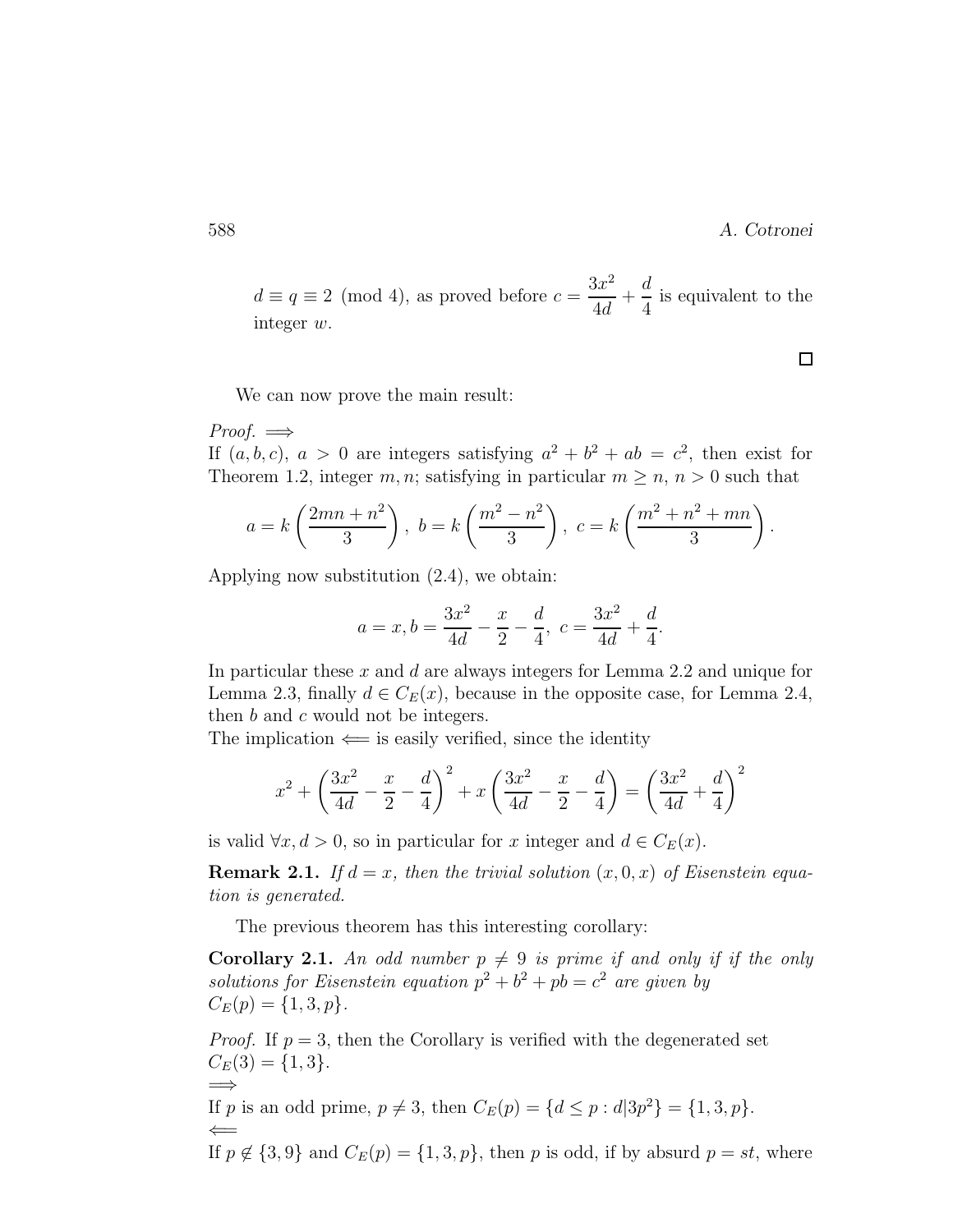$d \equiv q \equiv 2 \pmod 4$, as proved before $c = \dfrac{3x^2}{4d} + \dfrac{d}{4}$ is equivalent to the integer $w$.

□

We can now prove the main result:

*Proof.* $\Longrightarrow$
If $(a, b, c)$, $a > 0$ are integers satisfying $a^2 + b^2 + ab = c^2$, then exist for Theorem 1.2, integer $m, n$; satisfying in particular $m \geq n$, $n > 0$ such that

$$a = k\left(\frac{2mn + n^2}{3}\right),\ b = k\left(\frac{m^2 - n^2}{3}\right),\ c = k\left(\frac{m^2 + n^2 + mn}{3}\right).$$

Applying now substitution (2.4), we obtain:

$$a = x, b = \frac{3x^2}{4d} - \frac{x}{2} - \frac{d}{4},\ c = \frac{3x^2}{4d} + \frac{d}{4}.$$

In particular these $x$ and $d$ are always integers for Lemma 2.2 and unique for Lemma 2.3, finally $d \in C_E(x)$, because in the opposite case, for Lemma 2.4, then $b$ and $c$ would not be integers.
The implication $\Longleftarrow$ is easily verified, since the identity

$$x^2 + \left(\frac{3x^2}{4d} - \frac{x}{2} - \frac{d}{4}\right)^2 + x\left(\frac{3x^2}{4d} - \frac{x}{2} - \frac{d}{4}\right) = \left(\frac{3x^2}{4d} + \frac{d}{4}\right)^2$$

is valid $\forall x, d > 0$, so in particular for $x$ integer and $d \in C_E(x)$.

**Remark 2.1.** *If $d = x$, then the trivial solution $(x, 0, x)$ of Eisenstein equation is generated.*

The previous theorem has this interesting corollary:

**Corollary 2.1.** *An odd number $p \neq 9$ is prime if and only if if the only solutions for Eisenstein equation $p^2 + b^2 + pb = c^2$ are given by $C_E(p) = \{1, 3, p\}$.*

*Proof.* If $p = 3$, then the Corollary is verified with the degenerated set $C_E(3) = \{1, 3\}$.
$\Longrightarrow$
If $p$ is an odd prime, $p \neq 3$, then $C_E(p) = \{d \leq p : d | 3p^2\} = \{1, 3, p\}$.
$\Longleftarrow$
If $p \notin \{3, 9\}$ and $C_E(p) = \{1, 3, p\}$, then $p$ is odd, if by absurd $p = st$, where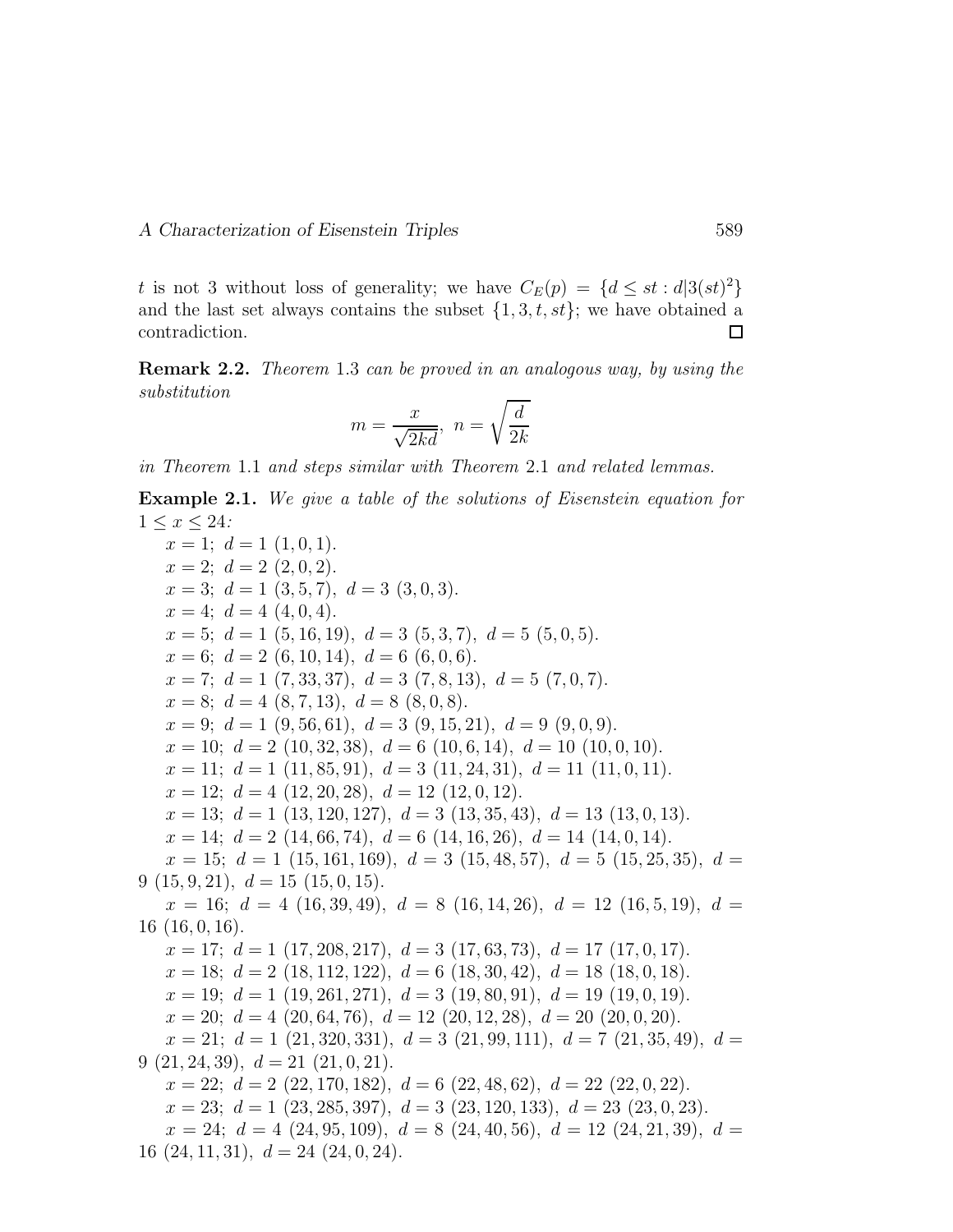$t$ is not 3 without loss of generality; we have $C_E(p) = \{d \leq st : d|3(st)^2\}$ and the last set always contains the subset $\{1, 3, t, st\}$; we have obtained a contradiction. $\square$

**Remark 2.2.** *Theorem* 1.3 *can be proved in an analogous way, by using the substitution*

$$m = \frac{x}{\sqrt{2kd}},\ n = \sqrt{\frac{d}{2k}}$$

*in Theorem* 1.1 *and steps similar with Theorem* 2.1 *and related lemmas.*

**Example 2.1.** *We give a table of the solutions of Eisenstein equation for* $1 \leq x \leq 24$*:*

$x = 1;\ d = 1\ (1, 0, 1).$

$x = 2;\ d = 2\ (2, 0, 2).$

$x = 3;\ d = 1\ (3, 5, 7),\ d = 3\ (3, 0, 3).$

$x = 4;\ d = 4\ (4, 0, 4).$

$x = 5;\ d = 1\ (5, 16, 19),\ d = 3\ (5, 3, 7),\ d = 5\ (5, 0, 5).$

$x = 6;\ d = 2\ (6, 10, 14),\ d = 6\ (6, 0, 6).$

$x = 7;\ d = 1\ (7, 33, 37),\ d = 3\ (7, 8, 13),\ d = 5\ (7, 0, 7).$

$x = 8;\ d = 4\ (8, 7, 13),\ d = 8\ (8, 0, 8).$

$x = 9;\ d = 1\ (9, 56, 61),\ d = 3\ (9, 15, 21),\ d = 9\ (9, 0, 9).$

$x = 10;\ d = 2\ (10, 32, 38),\ d = 6\ (10, 6, 14),\ d = 10\ (10, 0, 10).$

$x = 11;\ d = 1\ (11, 85, 91),\ d = 3\ (11, 24, 31),\ d = 11\ (11, 0, 11).$

$x = 12;\ d = 4\ (12, 20, 28),\ d = 12\ (12, 0, 12).$

$x = 13;\ d = 1\ (13, 120, 127),\ d = 3\ (13, 35, 43),\ d = 13\ (13, 0, 13).$

$x = 14;\ d = 2\ (14, 66, 74),\ d = 6\ (14, 16, 26),\ d = 14\ (14, 0, 14).$

$x = 15;\ d = 1\ (15, 161, 169),\ d = 3\ (15, 48, 57),\ d = 5\ (15, 25, 35),\ d = 9\ (15, 9, 21),\ d = 15\ (15, 0, 15).$

$x = 16;\ d = 4\ (16, 39, 49),\ d = 8\ (16, 14, 26),\ d = 12\ (16, 5, 19),\ d = 16\ (16, 0, 16).$

$x = 17;\ d = 1\ (17, 208, 217),\ d = 3\ (17, 63, 73),\ d = 17\ (17, 0, 17).$

$x = 18;\ d = 2\ (18, 112, 122),\ d = 6\ (18, 30, 42),\ d = 18\ (18, 0, 18).$

$x = 19;\ d = 1\ (19, 261, 271),\ d = 3\ (19, 80, 91),\ d = 19\ (19, 0, 19).$

$x = 20;\ d = 4\ (20, 64, 76),\ d = 12\ (20, 12, 28),\ d = 20\ (20, 0, 20).$

$x = 21;\ d = 1\ (21, 320, 331),\ d = 3\ (21, 99, 111),\ d = 7\ (21, 35, 49),\ d = 9\ (21, 24, 39),\ d = 21\ (21, 0, 21).$

$x = 22;\ d = 2\ (22, 170, 182),\ d = 6\ (22, 48, 62),\ d = 22\ (22, 0, 22).$

$x = 23;\ d = 1\ (23, 285, 397),\ d = 3\ (23, 120, 133),\ d = 23\ (23, 0, 23).$

$x = 24;\ d = 4\ (24, 95, 109),\ d = 8\ (24, 40, 56),\ d = 12\ (24, 21, 39),\ d = 16\ (24, 11, 31),\ d = 24\ (24, 0, 24).$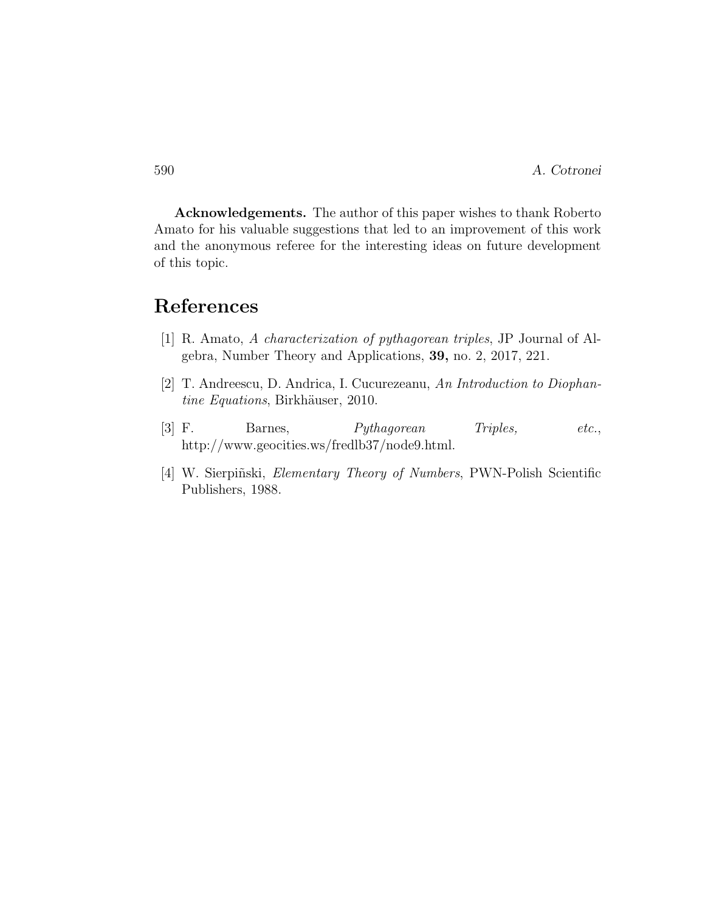**Acknowledgements.** The author of this paper wishes to thank Roberto Amato for his valuable suggestions that led to an improvement of this work and the anonymous referee for the interesting ideas on future development of this topic.

# References

[1] R. Amato, *A characterization of pythagorean triples*, JP Journal of Algebra, Number Theory and Applications, **39,** no. 2, 2017, 221.

[2] T. Andreescu, D. Andrica, I. Cucurezeanu, *An Introduction to Diophantine Equations*, Birkhäuser, 2010.

[3] F. Barnes, *Pythagorean Triples, etc.*, http://www.geocities.ws/fredlb37/node9.html.

[4] W. Sierpiñski, *Elementary Theory of Numbers*, PWN-Polish Scientific Publishers, 1988.